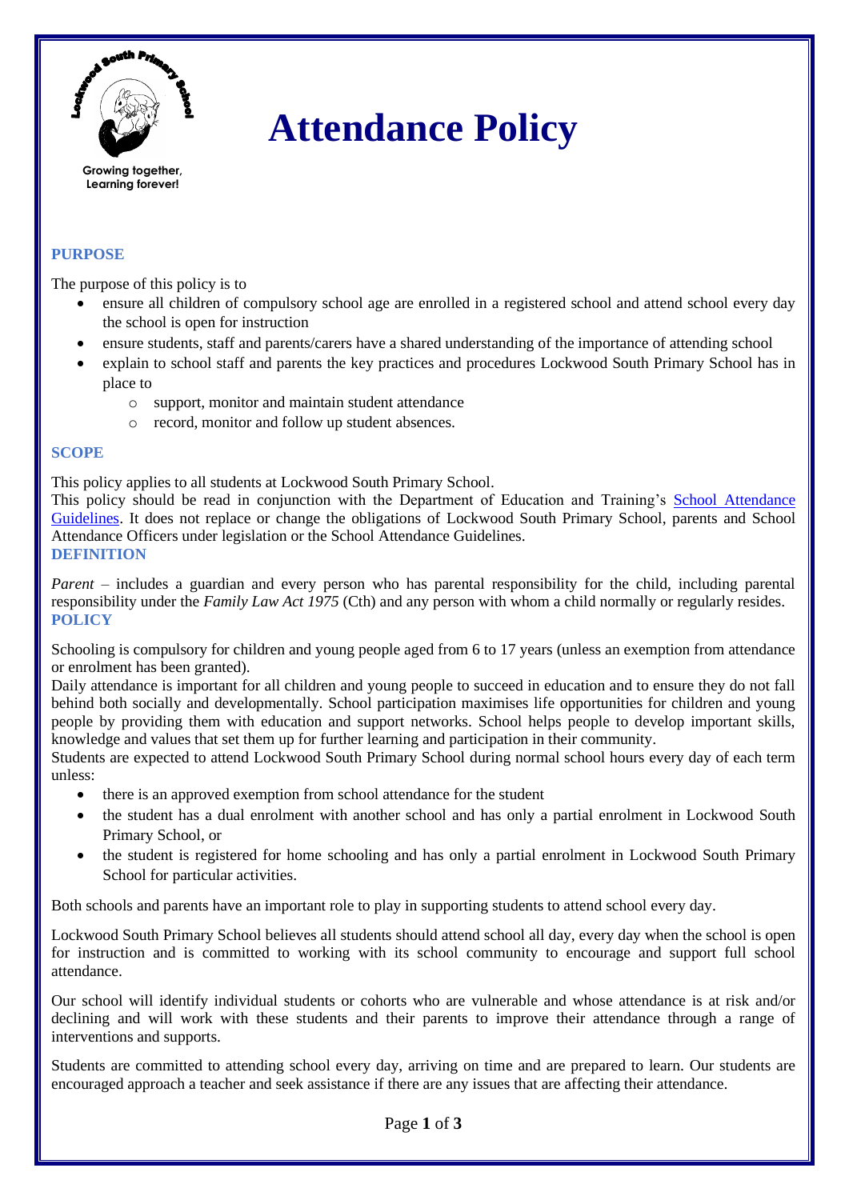Growing together, Learning forever!

# Attendance Policy

## PURPOSE

The purpose of this policy is to

- ensure all children of compulsory school age are enrolled in a registered school and attend school every day the school is open for instruction
- ensure students, staff and parents/carers have a shared understanding of the importance of attending school
- explain to school staff and parents the key practices and procedures Lockwood South Primary School has in place to
  - support, monitor and maintain student attendance
  - record, monitor and follow up student absences.

## SCOPE

This policy applies to all students at Lockwood South Primary School.

This policy should be read in conjunction with the Department of Education and Training's School Attendance Guidelines. It does not replace or change the obligations of Lockwood South Primary School, parents and School Attendance Officers under legislation or the School Attendance Guidelines.

## DEFINITION

*Parent* – includes a guardian and every person who has parental responsibility for the child, including parental responsibility under the *Family Law Act 1975* (Cth) and any person with whom a child normally or regularly resides.

## POLICY

Schooling is compulsory for children and young people aged from 6 to 17 years (unless an exemption from attendance or enrolment has been granted).

Daily attendance is important for all children and young people to succeed in education and to ensure they do not fall behind both socially and developmentally. School participation maximises life opportunities for children and young people by providing them with education and support networks. School helps people to develop important skills, knowledge and values that set them up for further learning and participation in their community.

Students are expected to attend Lockwood South Primary School during normal school hours every day of each term unless:

- there is an approved exemption from school attendance for the student
- the student has a dual enrolment with another school and has only a partial enrolment in Lockwood South Primary School, or
- the student is registered for home schooling and has only a partial enrolment in Lockwood South Primary School for particular activities.

Both schools and parents have an important role to play in supporting students to attend school every day.

Lockwood South Primary School believes all students should attend school all day, every day when the school is open for instruction and is committed to working with its school community to encourage and support full school attendance.

Our school will identify individual students or cohorts who are vulnerable and whose attendance is at risk and/or declining and will work with these students and their parents to improve their attendance through a range of interventions and supports.

Students are committed to attending school every day, arriving on time and are prepared to learn. Our students are encouraged approach a teacher and seek assistance if there are any issues that are affecting their attendance.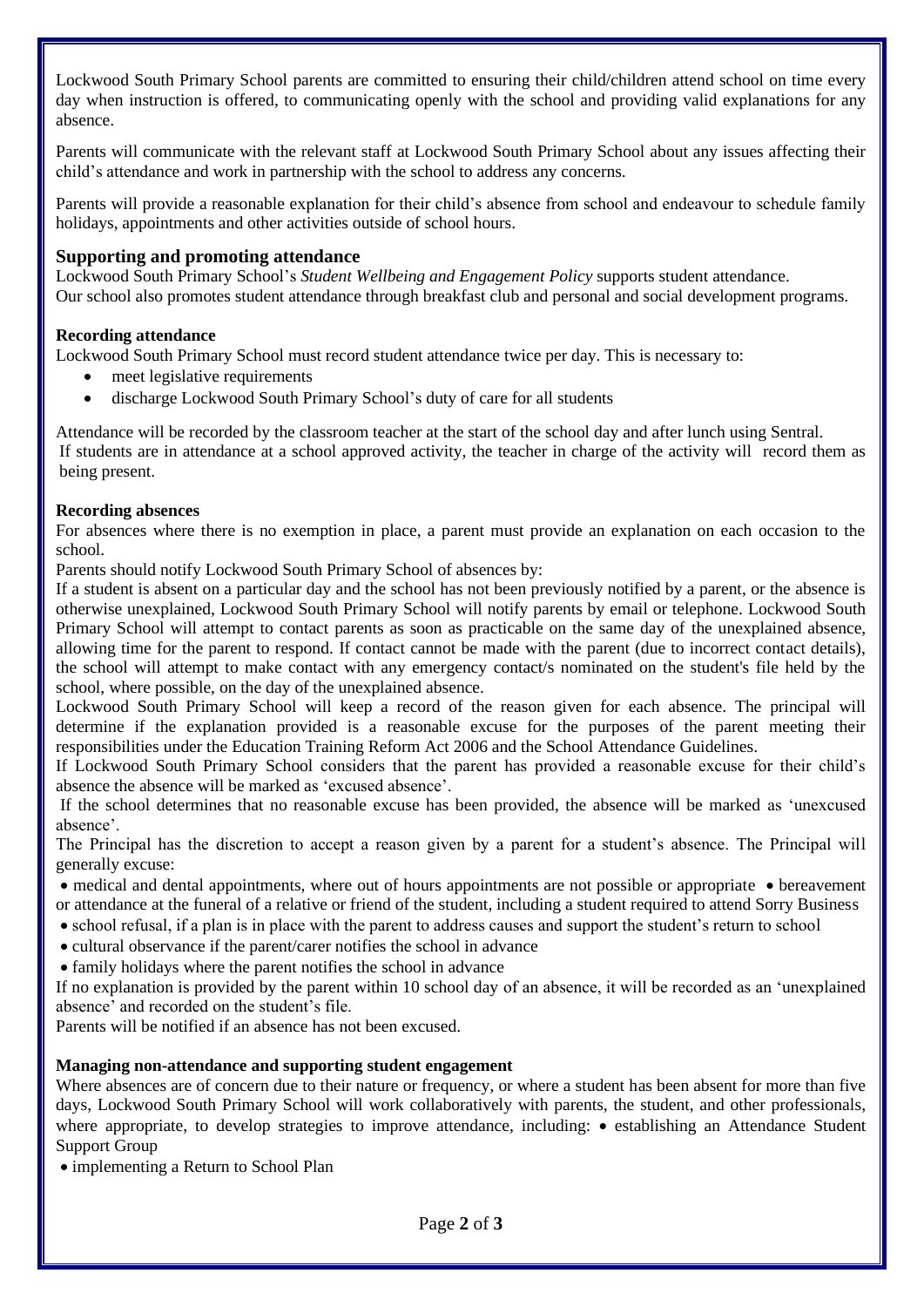Lockwood South Primary School parents are committed to ensuring their child/children attend school on time every day when instruction is offered, to communicating openly with the school and providing valid explanations for any absence.

Parents will communicate with the relevant staff at Lockwood South Primary School about any issues affecting their child's attendance and work in partnership with the school to address any concerns.

Parents will provide a reasonable explanation for their child's absence from school and endeavour to schedule family holidays, appointments and other activities outside of school hours.

## Supporting and promoting attendance

Lockwood South Primary School's *Student Wellbeing and Engagement Policy* supports student attendance.
Our school also promotes student attendance through breakfast club and personal and social development programs.

### Recording attendance

Lockwood South Primary School must record student attendance twice per day. This is necessary to:

- meet legislative requirements
- discharge Lockwood South Primary School's duty of care for all students

Attendance will be recorded by the classroom teacher at the start of the school day and after lunch using Sentral.
If students are in attendance at a school approved activity, the teacher in charge of the activity will record them as being present.

### Recording absences

For absences where there is no exemption in place, a parent must provide an explanation on each occasion to the school.

Parents should notify Lockwood South Primary School of absences by:

If a student is absent on a particular day and the school has not been previously notified by a parent, or the absence is otherwise unexplained, Lockwood South Primary School will notify parents by email or telephone. Lockwood South Primary School will attempt to contact parents as soon as practicable on the same day of the unexplained absence, allowing time for the parent to respond. If contact cannot be made with the parent (due to incorrect contact details), the school will attempt to make contact with any emergency contact/s nominated on the student's file held by the school, where possible, on the day of the unexplained absence.

Lockwood South Primary School will keep a record of the reason given for each absence. The principal will determine if the explanation provided is a reasonable excuse for the purposes of the parent meeting their responsibilities under the Education Training Reform Act 2006 and the School Attendance Guidelines.

If Lockwood South Primary School considers that the parent has provided a reasonable excuse for their child's absence the absence will be marked as 'excused absence'.

If the school determines that no reasonable excuse has been provided, the absence will be marked as 'unexcused absence'.

The Principal has the discretion to accept a reason given by a parent for a student's absence. The Principal will generally excuse:

- medical and dental appointments, where out of hours appointments are not possible or appropriate
- bereavement or attendance at the funeral of a relative or friend of the student, including a student required to attend Sorry Business
- school refusal, if a plan is in place with the parent to address causes and support the student's return to school
- cultural observance if the parent/carer notifies the school in advance
- family holidays where the parent notifies the school in advance

If no explanation is provided by the parent within 10 school day of an absence, it will be recorded as an 'unexplained absence' and recorded on the student's file.

Parents will be notified if an absence has not been excused.

### Managing non-attendance and supporting student engagement

Where absences are of concern due to their nature or frequency, or where a student has been absent for more than five days, Lockwood South Primary School will work collaboratively with parents, the student, and other professionals, where appropriate, to develop strategies to improve attendance, including:

- establishing an Attendance Student Support Group
- implementing a Return to School Plan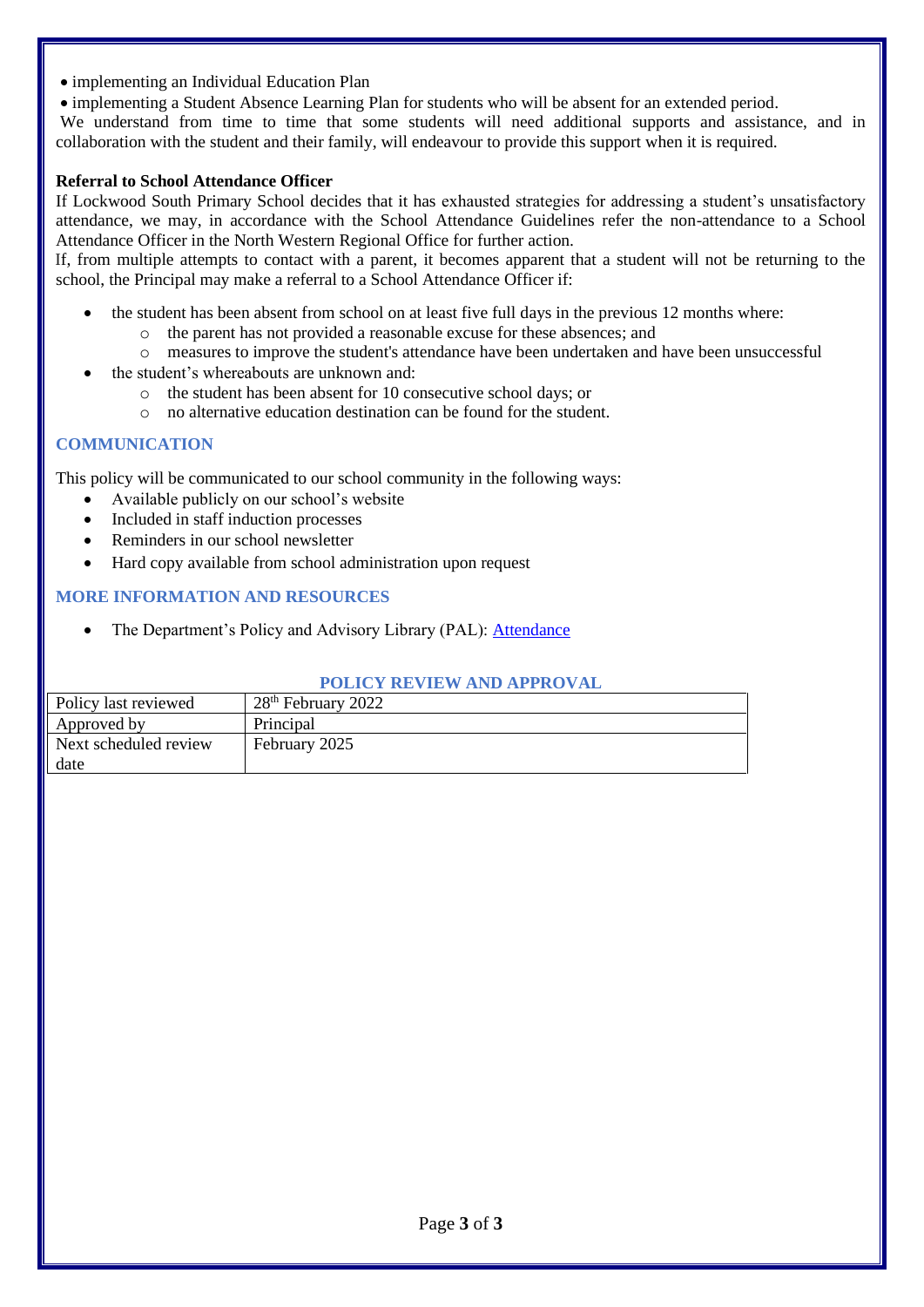- implementing an Individual Education Plan
- implementing a Student Absence Learning Plan for students who will be absent for an extended period.

We understand from time to time that some students will need additional supports and assistance, and in collaboration with the student and their family, will endeavour to provide this support when it is required.

**Referral to School Attendance Officer**

If Lockwood South Primary School decides that it has exhausted strategies for addressing a student's unsatisfactory attendance, we may, in accordance with the School Attendance Guidelines refer the non-attendance to a School Attendance Officer in the North Western Regional Office for further action.

If, from multiple attempts to contact with a parent, it becomes apparent that a student will not be returning to the school, the Principal may make a referral to a School Attendance Officer if:

- the student has been absent from school on at least five full days in the previous 12 months where:
    - the parent has not provided a reasonable excuse for these absences; and
    - measures to improve the student's attendance have been undertaken and have been unsuccessful
- the student's whereabouts are unknown and:
    - the student has been absent for 10 consecutive school days; or
    - no alternative education destination can be found for the student.

## COMMUNICATION

This policy will be communicated to our school community in the following ways:

- Available publicly on our school's website
- Included in staff induction processes
- Reminders in our school newsletter
- Hard copy available from school administration upon request

## MORE INFORMATION AND RESOURCES

- The Department's Policy and Advisory Library (PAL): [Attendance]

## POLICY REVIEW AND APPROVAL

| | |
|---|---|
| Policy last reviewed | 28th February 2022 |
| Approved by | Principal |
| Next scheduled review date | February 2025 |